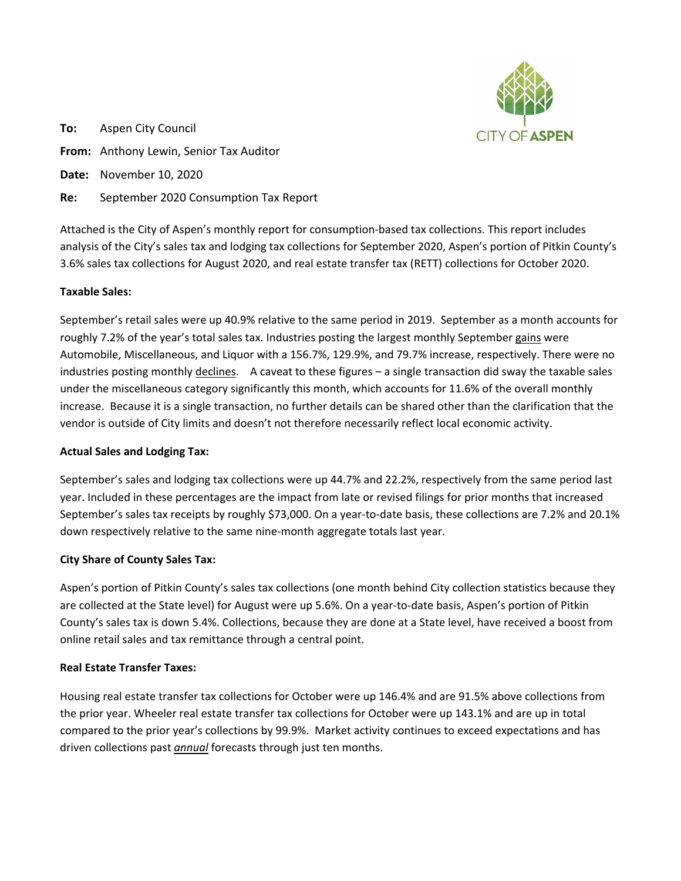CITY OF **ASPEN**

**To:** Aspen City Council

**From:** Anthony Lewin, Senior Tax Auditor

**Date:** November 10, 2020

**Re:** September 2020 Consumption Tax Report

Attached is the City of Aspen's monthly report for consumption-based tax collections. This report includes analysis of the City's sales tax and lodging tax collections for September 2020, Aspen's portion of Pitkin County's 3.6% sales tax collections for August 2020, and real estate transfer tax (RETT) collections for October 2020.

**Taxable Sales:**

September's retail sales were up 40.9% relative to the same period in 2019. September as a month accounts for roughly 7.2% of the year's total sales tax. Industries posting the largest monthly September gains were Automobile, Miscellaneous, and Liquor with a 156.7%, 129.9%, and 79.7% increase, respectively. There were no industries posting monthly declines. A caveat to these figures – a single transaction did sway the taxable sales under the miscellaneous category significantly this month, which accounts for 11.6% of the overall monthly increase. Because it is a single transaction, no further details can be shared other than the clarification that the vendor is outside of City limits and doesn't not therefore necessarily reflect local economic activity.

**Actual Sales and Lodging Tax:**

September's sales and lodging tax collections were up 44.7% and 22.2%, respectively from the same period last year. Included in these percentages are the impact from late or revised filings for prior months that increased September's sales tax receipts by roughly $73,000. On a year-to-date basis, these collections are 7.2% and 20.1% down respectively relative to the same nine-month aggregate totals last year.

**City Share of County Sales Tax:**

Aspen's portion of Pitkin County's sales tax collections (one month behind City collection statistics because they are collected at the State level) for August were up 5.6%. On a year-to-date basis, Aspen's portion of Pitkin County's sales tax is down 5.4%. Collections, because they are done at a State level, have received a boost from online retail sales and tax remittance through a central point.

**Real Estate Transfer Taxes:**

Housing real estate transfer tax collections for October were up 146.4% and are 91.5% above collections from the prior year. Wheeler real estate transfer tax collections for October were up 143.1% and are up in total compared to the prior year's collections by 99.9%. Market activity continues to exceed expectations and has driven collections past ***annual*** forecasts through just ten months.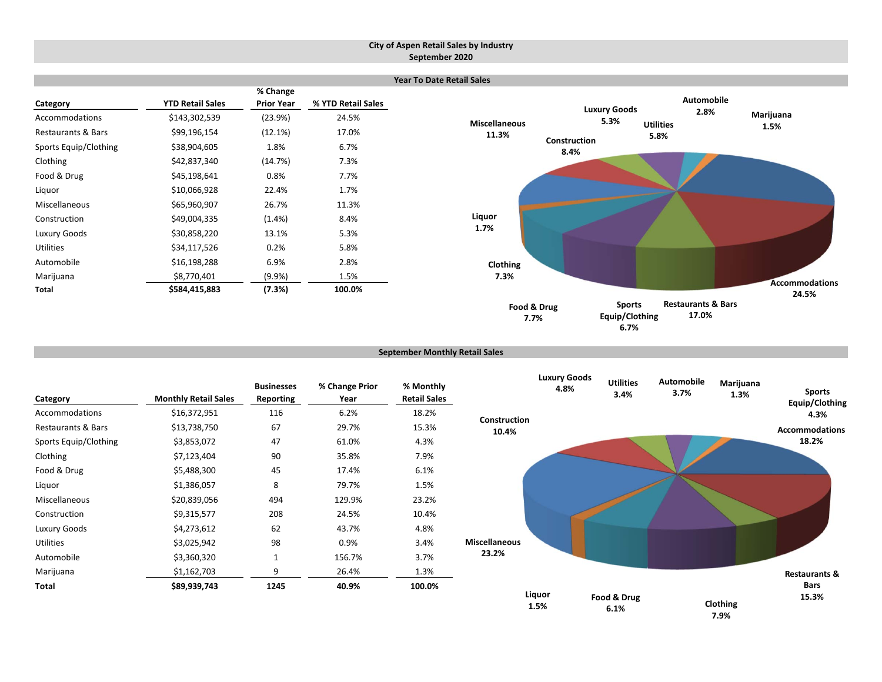# City of Aspen Retail Sales by Industry
## September 2020

### Year To Date Retail Sales

| Category | YTD Retail Sales | % Change Prior Year | % YTD Retail Sales |
|---|---|---|---|
| Accommodations | $143,302,539 | (23.9%) | 24.5% |
| Restaurants & Bars | $99,196,154 | (12.1%) | 17.0% |
| Sports Equip/Clothing | $38,904,605 | 1.8% | 6.7% |
| Clothing | $42,837,340 | (14.7%) | 7.3% |
| Food & Drug | $45,198,641 | 0.8% | 7.7% |
| Liquor | $10,066,928 | 22.4% | 1.7% |
| Miscellaneous | $65,960,907 | 26.7% | 11.3% |
| Construction | $49,004,335 | (1.4%) | 8.4% |
| Luxury Goods | $30,858,220 | 13.1% | 5.3% |
| Utilities | $34,117,526 | 0.2% | 5.8% |
| Automobile | $16,198,288 | 6.9% | 2.8% |
| Marijuana | $8,770,401 | (9.9%) | 1.5% |
| **Total** | **$584,415,883** | **(7.3%)** | **100.0%** |

Miscellaneous 11.3%
Luxury Goods 5.3%
Automobile 2.8%
Marijuana 1.5%
Utilities 5.8%
Construction 8.4%
Liquor 1.7%
Clothing 7.3%
Accommodations 24.5%
Food & Drug 7.7%
Sports Equip/Clothing 6.7%
Restaurants & Bars 17.0%

### September Monthly Retail Sales

| Category | Monthly Retail Sales | Businesses Reporting | % Change Prior Year | % Monthly Retail Sales |
|---|---|---|---|---|
| Accommodations | $16,372,951 | 116 | 6.2% | 18.2% |
| Restaurants & Bars | $13,738,750 | 67 | 29.7% | 15.3% |
| Sports Equip/Clothing | $3,853,072 | 47 | 61.0% | 4.3% |
| Clothing | $7,123,404 | 90 | 35.8% | 7.9% |
| Food & Drug | $5,488,300 | 45 | 17.4% | 6.1% |
| Liquor | $1,386,057 | 8 | 79.7% | 1.5% |
| Miscellaneous | $20,839,056 | 494 | 129.9% | 23.2% |
| Construction | $9,315,577 | 208 | 24.5% | 10.4% |
| Luxury Goods | $4,273,612 | 62 | 43.7% | 4.8% |
| Utilities | $3,025,942 | 98 | 0.9% | 3.4% |
| Automobile | $3,360,320 | 1 | 156.7% | 3.7% |
| Marijuana | $1,162,703 | 9 | 26.4% | 1.3% |
| **Total** | **$89,939,743** | **1245** | **40.9%** | **100.0%** |

Luxury Goods 4.8%
Utilities 3.4%
Automobile 3.7%
Marijuana 1.3%
Sports Equip/Clothing 4.3%
Construction 10.4%
Accommodations 18.2%
Miscellaneous 23.2%
Restaurants & Bars 15.3%
Liquor 1.5%
Food & Drug 6.1%
Clothing 7.9%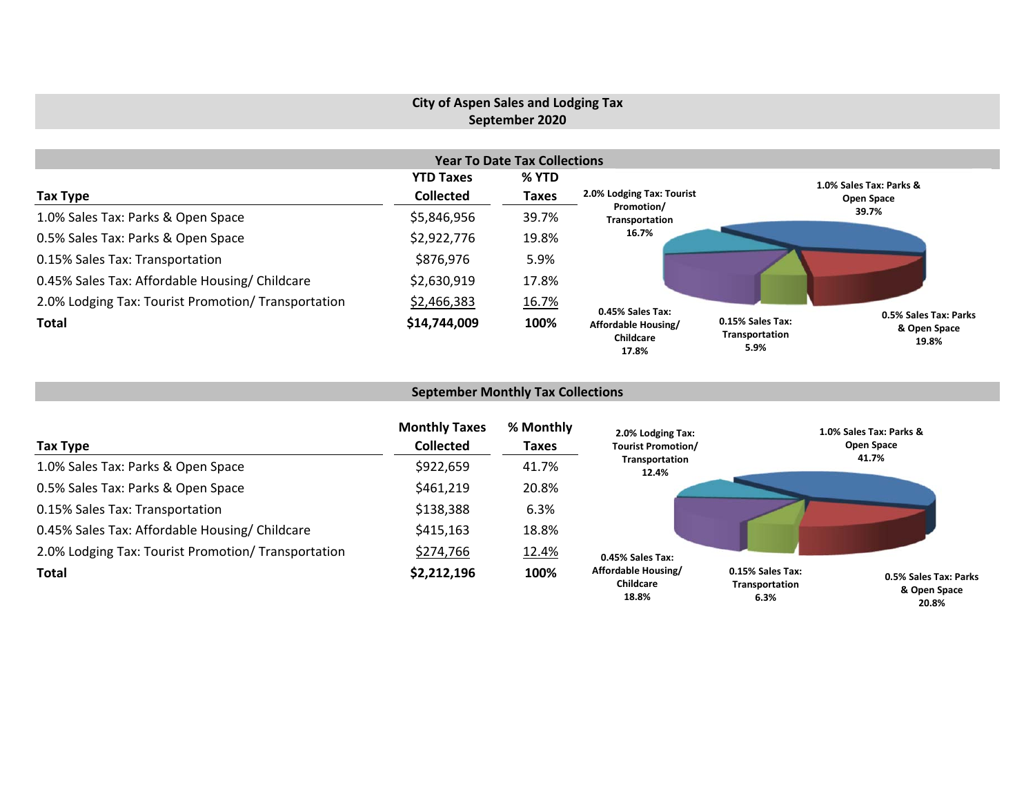# City of Aspen Sales and Lodging Tax
## September 2020

### Year To Date Tax Collections

| Tax Type | YTD Taxes Collected | % YTD Taxes |
|---|---|---|
| 1.0% Sales Tax: Parks & Open Space | $5,846,956 | 39.7% |
| 0.5% Sales Tax: Parks & Open Space | $2,922,776 | 19.8% |
| 0.15% Sales Tax: Transportation | $876,976 | 5.9% |
| 0.45% Sales Tax: Affordable Housing/ Childcare | $2,630,919 | 17.8% |
| 2.0% Lodging Tax: Tourist Promotion/ Transportation | $2,466,383 | 16.7% |
| **Total** | **$14,744,009** | **100%** |

2.0% Lodging Tax: Tourist Promotion/ Transportation 16.7%
1.0% Sales Tax: Parks & Open Space 39.7%
0.45% Sales Tax: Affordable Housing/ Childcare 17.8%
0.15% Sales Tax: Transportation 5.9%
0.5% Sales Tax: Parks & Open Space 19.8%

### September Monthly Tax Collections

| Tax Type | Monthly Taxes Collected | % Monthly Taxes |
|---|---|---|
| 1.0% Sales Tax: Parks & Open Space | $922,659 | 41.7% |
| 0.5% Sales Tax: Parks & Open Space | $461,219 | 20.8% |
| 0.15% Sales Tax: Transportation | $138,388 | 6.3% |
| 0.45% Sales Tax: Affordable Housing/ Childcare | $415,163 | 18.8% |
| 2.0% Lodging Tax: Tourist Promotion/ Transportation | $274,766 | 12.4% |
| **Total** | **$2,212,196** | **100%** |

2.0% Lodging Tax: Tourist Promotion/ Transportation 12.4%
1.0% Sales Tax: Parks & Open Space 41.7%
0.45% Sales Tax: Affordable Housing/ Childcare 18.8%
0.15% Sales Tax: Transportation 6.3%
0.5% Sales Tax: Parks & Open Space 20.8%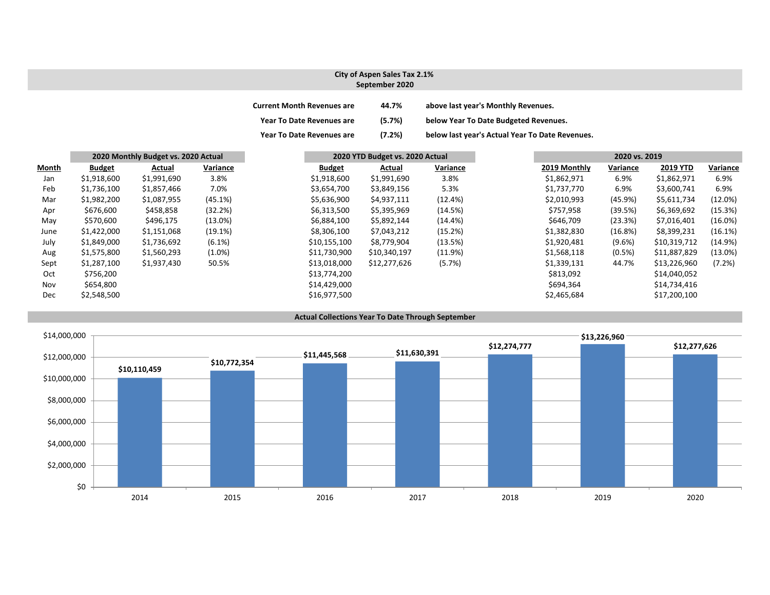**City of Aspen Sales Tax 2.1%**
**September 2020**

| | | |
|---|---|---|
| **Current Month Revenues are** | **44.7%** | **above last year's Monthly Revenues.** |
| **Year To Date Revenues are** | **(5.7%)** | **below Year To Date Budgeted Revenues.** |
| **Year To Date Revenues are** | **(7.2%)** | **below last year's Actual Year To Date Revenues.** |

| | 2020 Monthly Budget vs. 2020 Actual | | | 2020 YTD Budget vs. 2020 Actual | | | 2020 vs. 2019 | | | |
|---|---|---|---|---|---|---|---|---|---|---|
| **Month** | **Budget** | **Actual** | **Variance** | **Budget** | **Actual** | **Variance** | **2019 Monthly** | **Variance** | **2019 YTD** | **Variance** |
| Jan | $1,918,600 | $1,991,690 | 3.8% | $1,918,600 | $1,991,690 | 3.8% | $1,862,971 | 6.9% | $1,862,971 | 6.9% |
| Feb | $1,736,100 | $1,857,466 | 7.0% | $3,654,700 | $3,849,156 | 5.3% | $1,737,770 | 6.9% | $3,600,741 | 6.9% |
| Mar | $1,982,200 | $1,087,955 | (45.1%) | $5,636,900 | $4,937,111 | (12.4%) | $2,010,993 | (45.9%) | $5,611,734 | (12.0%) |
| Apr | $676,600 | $458,858 | (32.2%) | $6,313,500 | $5,395,969 | (14.5%) | $757,958 | (39.5%) | $6,369,692 | (15.3%) |
| May | $570,600 | $496,175 | (13.0%) | $6,884,100 | $5,892,144 | (14.4%) | $646,709 | (23.3%) | $7,016,401 | (16.0%) |
| June | $1,422,000 | $1,151,068 | (19.1%) | $8,306,100 | $7,043,212 | (15.2%) | $1,382,830 | (16.8%) | $8,399,231 | (16.1%) |
| July | $1,849,000 | $1,736,692 | (6.1%) | $10,155,100 | $8,779,904 | (13.5%) | $1,920,481 | (9.6%) | $10,319,712 | (14.9%) |
| Aug | $1,575,800 | $1,560,293 | (1.0%) | $11,730,900 | $10,340,197 | (11.9%) | $1,568,118 | (0.5%) | $11,887,829 | (13.0%) |
| Sept | $1,287,100 | $1,937,430 | 50.5% | $13,018,000 | $12,277,626 | (5.7%) | $1,339,131 | 44.7% | $13,226,960 | (7.2%) |
| Oct | $756,200 | | | $13,774,200 | | | $813,092 | | $14,040,052 | |
| Nov | $654,800 | | | $14,429,000 | | | $694,364 | | $14,734,416 | |
| Dec | $2,548,500 | | | $16,977,500 | | | $2,465,684 | | $17,200,100 | |

**Actual Collections Year To Date Through September**

$14,000,000
$12,000,000
$10,000,000
$8,000,000
$6,000,000
$4,000,000
$2,000,000
$0

2014: $10,110,459
2015: $10,772,354
2016: $11,445,568
2017: $11,630,391
2018: $12,274,777
2019: $13,226,960
2020: $12,277,626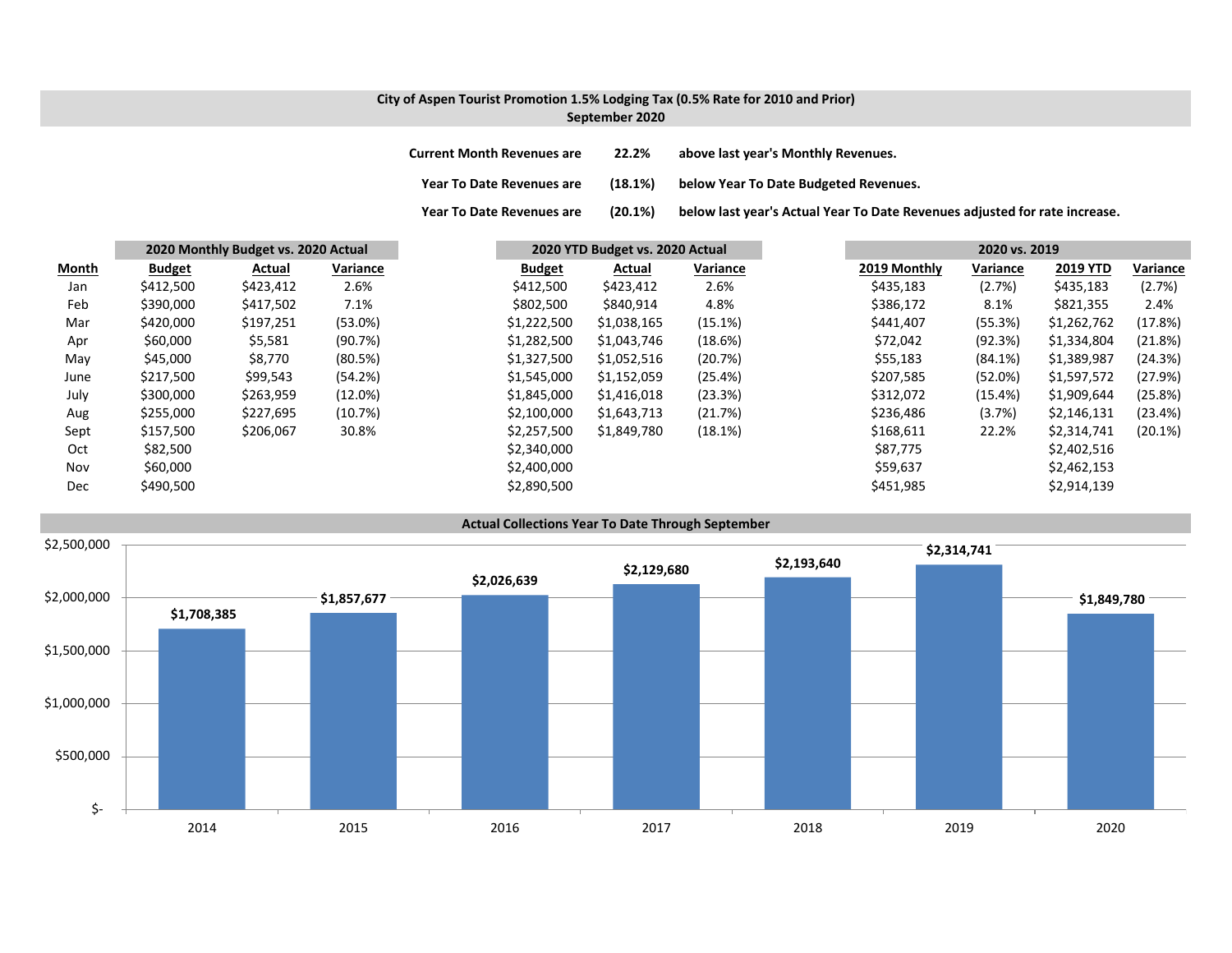## City of Aspen Tourist Promotion 1.5% Lodging Tax (0.5% Rate for 2010 and Prior)
## September 2020

**Current Month Revenues are 22.2% above last year's Monthly Revenues.**

**Year To Date Revenues are (18.1%) below Year To Date Budgeted Revenues.**

**Year To Date Revenues are (20.1%) below last year's Actual Year To Date Revenues adjusted for rate increase.**

| | 2020 Monthly Budget vs. 2020 Actual | | | 2020 YTD Budget vs. 2020 Actual | | | 2020 vs. 2019 | | | |
|---|---|---|---|---|---|---|---|---|---|---|
| **Month** | **Budget** | **Actual** | **Variance** | **Budget** | **Actual** | **Variance** | **2019 Monthly** | **Variance** | **2019 YTD** | **Variance** |
| Jan | $412,500 | $423,412 | 2.6% | $412,500 | $423,412 | 2.6% | $435,183 | (2.7%) | $435,183 | (2.7%) |
| Feb | $390,000 | $417,502 | 7.1% | $802,500 | $840,914 | 4.8% | $386,172 | 8.1% | $821,355 | 2.4% |
| Mar | $420,000 | $197,251 | (53.0%) | $1,222,500 | $1,038,165 | (15.1%) | $441,407 | (55.3%) | $1,262,762 | (17.8%) |
| Apr | $60,000 | $5,581 | (90.7%) | $1,282,500 | $1,043,746 | (18.6%) | $72,042 | (92.3%) | $1,334,804 | (21.8%) |
| May | $45,000 | $8,770 | (80.5%) | $1,327,500 | $1,052,516 | (20.7%) | $55,183 | (84.1%) | $1,389,987 | (24.3%) |
| June | $217,500 | $99,543 | (54.2%) | $1,545,000 | $1,152,059 | (25.4%) | $207,585 | (52.0%) | $1,597,572 | (27.9%) |
| July | $300,000 | $263,959 | (12.0%) | $1,845,000 | $1,416,018 | (23.3%) | $312,072 | (15.4%) | $1,909,644 | (25.8%) |
| Aug | $255,000 | $227,695 | (10.7%) | $2,100,000 | $1,643,713 | (21.7%) | $236,486 | (3.7%) | $2,146,131 | (23.4%) |
| Sept | $157,500 | $206,067 | 30.8% | $2,257,500 | $1,849,780 | (18.1%) | $168,611 | 22.2% | $2,314,741 | (20.1%) |
| Oct | $82,500 | | | $2,340,000 | | | $87,775 | | $2,402,516 | |
| Nov | $60,000 | | | $2,400,000 | | | $59,637 | | $2,462,153 | |
| Dec | $490,500 | | | $2,890,500 | | | $451,985 | | $2,914,139 | |

**Actual Collections Year To Date Through September**

$2,500,000
$2,000,000
$1,500,000
$1,000,000
$500,000
$-

2014: $1,708,385
2015: $1,857,677
2016: $2,026,639
2017: $2,129,680
2018: $2,193,640
2019: $2,314,741
2020: $1,849,780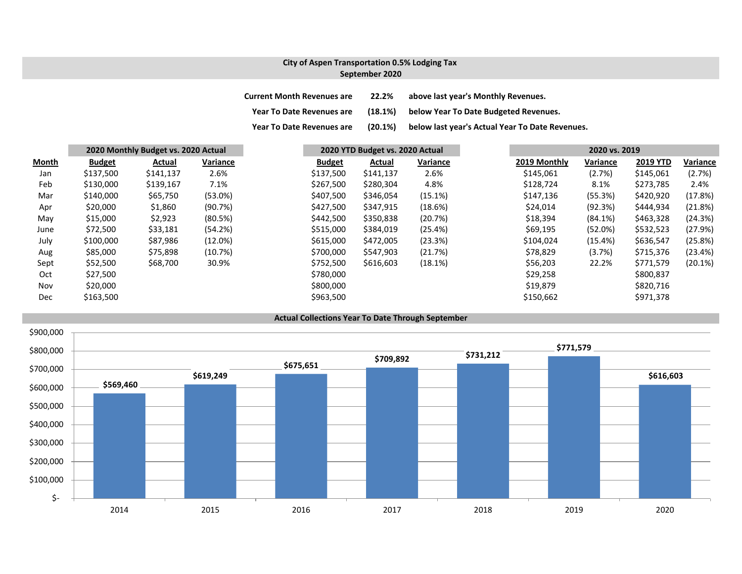**City of Aspen Transportation 0.5% Lodging Tax**
**September 2020**

| | | |
|---|---|---|
| **Current Month Revenues are** | **22.2%** | **above last year's Monthly Revenues.** |
| **Year To Date Revenues are** | **(18.1%)** | **below Year To Date Budgeted Revenues.** |
| **Year To Date Revenues are** | **(20.1%)** | **below last year's Actual Year To Date Revenues.** |

| | 2020 Monthly Budget vs. 2020 Actual | | | 2020 YTD Budget vs. 2020 Actual | | | 2020 vs. 2019 | | | |
|---|---|---|---|---|---|---|---|---|---|---|
| **Month** | **Budget** | **Actual** | **Variance** | **Budget** | **Actual** | **Variance** | **2019 Monthly** | **Variance** | **2019 YTD** | **Variance** |
| Jan | $137,500 | $141,137 | 2.6% | $137,500 | $141,137 | 2.6% | $145,061 | (2.7%) | $145,061 | (2.7%) |
| Feb | $130,000 | $139,167 | 7.1% | $267,500 | $280,304 | 4.8% | $128,724 | 8.1% | $273,785 | 2.4% |
| Mar | $140,000 | $65,750 | (53.0%) | $407,500 | $346,054 | (15.1%) | $147,136 | (55.3%) | $420,920 | (17.8%) |
| Apr | $20,000 | $1,860 | (90.7%) | $427,500 | $347,915 | (18.6%) | $24,014 | (92.3%) | $444,934 | (21.8%) |
| May | $15,000 | $2,923 | (80.5%) | $442,500 | $350,838 | (20.7%) | $18,394 | (84.1%) | $463,328 | (24.3%) |
| June | $72,500 | $33,181 | (54.2%) | $515,000 | $384,019 | (25.4%) | $69,195 | (52.0%) | $532,523 | (27.9%) |
| July | $100,000 | $87,986 | (12.0%) | $615,000 | $472,005 | (23.3%) | $104,024 | (15.4%) | $636,547 | (25.8%) |
| Aug | $85,000 | $75,898 | (10.7%) | $700,000 | $547,903 | (21.7%) | $78,829 | (3.7%) | $715,376 | (23.4%) |
| Sept | $52,500 | $68,700 | 30.9% | $752,500 | $616,603 | (18.1%) | $56,203 | 22.2% | $771,579 | (20.1%) |
| Oct | $27,500 | | | $780,000 | | | $29,258 | | $800,837 | |
| Nov | $20,000 | | | $800,000 | | | $19,879 | | $820,716 | |
| Dec | $163,500 | | | $963,500 | | | $150,662 | | $971,378 | |

**Actual Collections Year To Date Through September**

$900,000
$800,000
$700,000
$600,000
$500,000
$400,000
$300,000
$200,000
$100,000
$-

$569,460
$619,249
$675,651
$709,892
$731,212
$771,579
$616,603

2014
2015
2016
2017
2018
2019
2020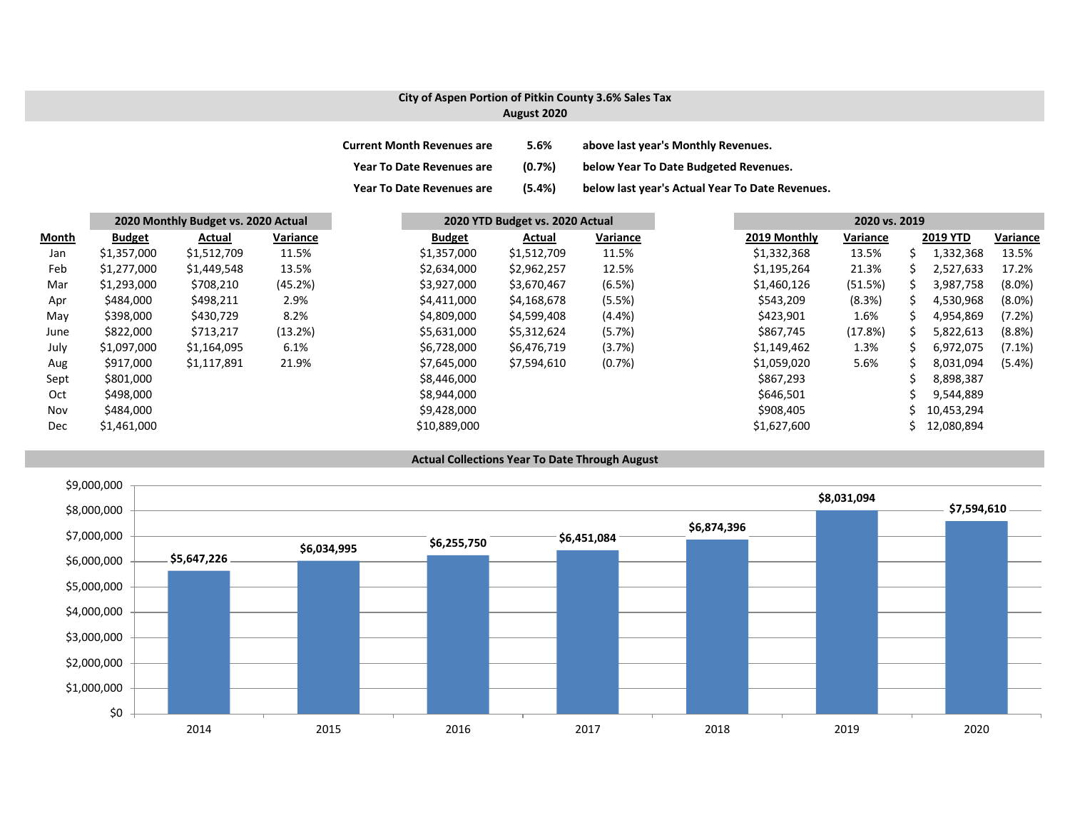# City of Aspen Portion of Pitkin County 3.6% Sales Tax
## August 2020

| | | |
|---|---|---|
| Current Month Revenues are | 5.6% | above last year's Monthly Revenues. |
| Year To Date Revenues are | (0.7%) | below Year To Date Budgeted Revenues. |
| Year To Date Revenues are | (5.4%) | below last year's Actual Year To Date Revenues. |

| | 2020 Monthly Budget vs. 2020 Actual | | | 2020 YTD Budget vs. 2020 Actual | | | 2020 vs. 2019 | | | |
|---|---|---|---|---|---|---|---|---|---|---|
| Month | Budget | Actual | Variance | Budget | Actual | Variance | 2019 Monthly | Variance | 2019 YTD | Variance |
| Jan | $1,357,000 | $1,512,709 | 11.5% | $1,357,000 | $1,512,709 | 11.5% | $1,332,368 | 13.5% | $ 1,332,368 | 13.5% |
| Feb | $1,277,000 | $1,449,548 | 13.5% | $2,634,000 | $2,962,257 | 12.5% | $1,195,264 | 21.3% | $ 2,527,633 | 17.2% |
| Mar | $1,293,000 | $708,210 | (45.2%) | $3,927,000 | $3,670,467 | (6.5%) | $1,460,126 | (51.5%) | $ 3,987,758 | (8.0%) |
| Apr | $484,000 | $498,211 | 2.9% | $4,411,000 | $4,168,678 | (5.5%) | $543,209 | (8.3%) | $ 4,530,968 | (8.0%) |
| May | $398,000 | $430,729 | 8.2% | $4,809,000 | $4,599,408 | (4.4%) | $423,901 | 1.6% | $ 4,954,869 | (7.2%) |
| June | $822,000 | $713,217 | (13.2%) | $5,631,000 | $5,312,624 | (5.7%) | $867,745 | (17.8%) | $ 5,822,613 | (8.8%) |
| July | $1,097,000 | $1,164,095 | 6.1% | $6,728,000 | $6,476,719 | (3.7%) | $1,149,462 | 1.3% | $ 6,972,075 | (7.1%) |
| Aug | $917,000 | $1,117,891 | 21.9% | $7,645,000 | $7,594,610 | (0.7%) | $1,059,020 | 5.6% | $ 8,031,094 | (5.4%) |
| Sept | $801,000 | | | $8,446,000 | | | $867,293 | | $ 8,898,387 | |
| Oct | $498,000 | | | $8,944,000 | | | $646,501 | | $ 9,544,889 | |
| Nov | $484,000 | | | $9,428,000 | | | $908,405 | | $ 10,453,294 | |
| Dec | $1,461,000 | | | $10,889,000 | | | $1,627,600 | | $ 12,080,894 | |

## Actual Collections Year To Date Through August

$9,000,000
$8,000,000
$7,000,000
$6,000,000
$5,000,000
$4,000,000
$3,000,000
$2,000,000
$1,000,000
$0

2014: $5,647,226
2015: $6,034,995
2016: $6,255,750
2017: $6,451,084
2018: $6,874,396
2019: $8,031,094
2020: $7,594,610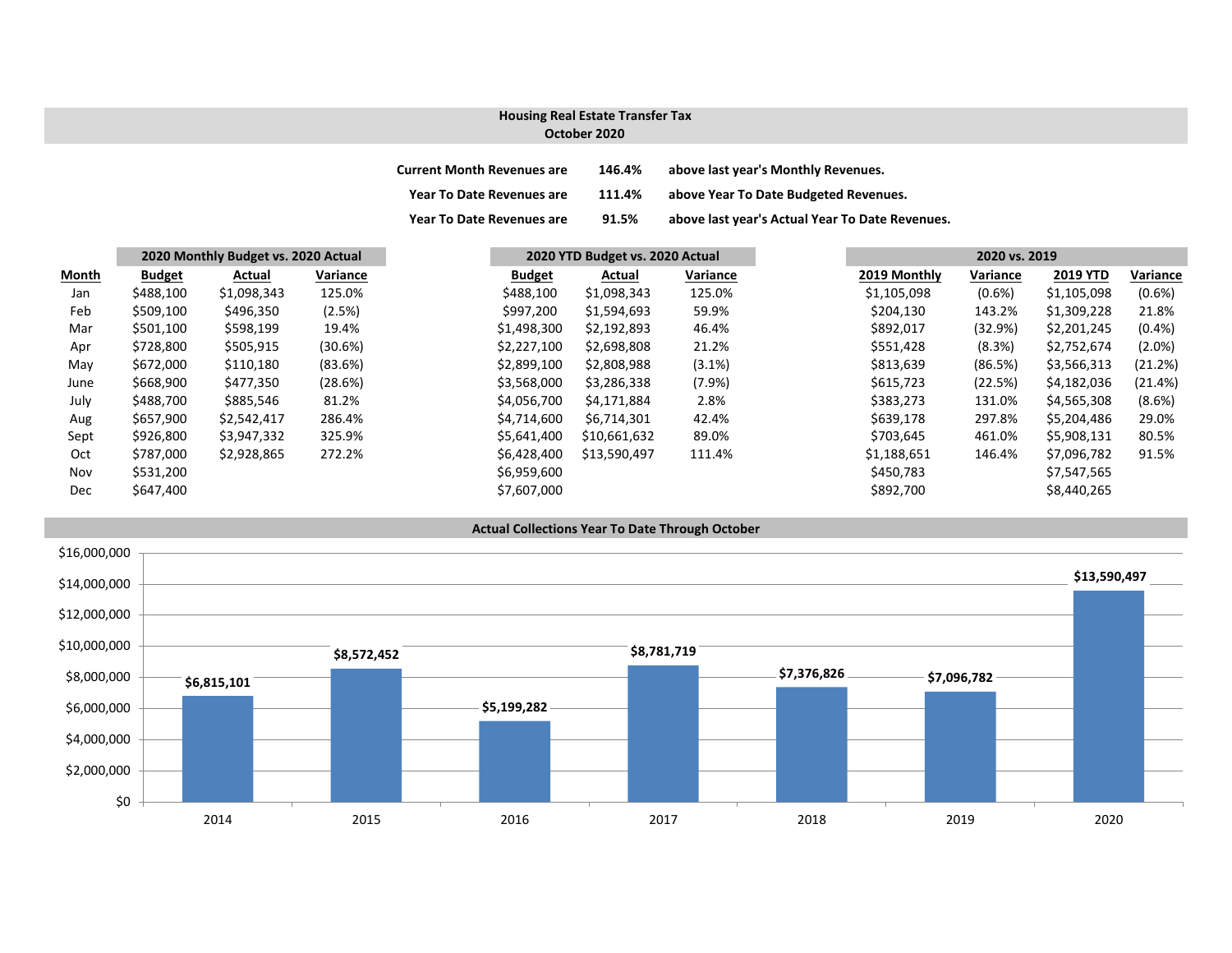## Housing Real Estate Transfer Tax
## October 2020

| | | |
|---|---|---|
| Current Month Revenues are | 146.4% | above last year's Monthly Revenues. |
| Year To Date Revenues are | 111.4% | above Year To Date Budgeted Revenues. |
| Year To Date Revenues are | 91.5% | above last year's Actual Year To Date Revenues. |

| | 2020 Monthly Budget vs. 2020 Actual | | | 2020 YTD Budget vs. 2020 Actual | | | 2020 vs. 2019 | | | |
|---|---|---|---|---|---|---|---|---|---|---|
| Month | Budget | Actual | Variance | Budget | Actual | Variance | 2019 Monthly | Variance | 2019 YTD | Variance |
| Jan | $488,100 | $1,098,343 | 125.0% | $488,100 | $1,098,343 | 125.0% | $1,105,098 | (0.6%) | $1,105,098 | (0.6%) |
| Feb | $509,100 | $496,350 | (2.5%) | $997,200 | $1,594,693 | 59.9% | $204,130 | 143.2% | $1,309,228 | 21.8% |
| Mar | $501,100 | $598,199 | 19.4% | $1,498,300 | $2,192,893 | 46.4% | $892,017 | (32.9%) | $2,201,245 | (0.4%) |
| Apr | $728,800 | $505,915 | (30.6%) | $2,227,100 | $2,698,808 | 21.2% | $551,428 | (8.3%) | $2,752,674 | (2.0%) |
| May | $672,000 | $110,180 | (83.6%) | $2,899,100 | $2,808,988 | (3.1%) | $813,639 | (86.5%) | $3,566,313 | (21.2%) |
| June | $668,900 | $477,350 | (28.6%) | $3,568,000 | $3,286,338 | (7.9%) | $615,723 | (22.5%) | $4,182,036 | (21.4%) |
| July | $488,700 | $885,546 | 81.2% | $4,056,700 | $4,171,884 | 2.8% | $383,273 | 131.0% | $4,565,308 | (8.6%) |
| Aug | $657,900 | $2,542,417 | 286.4% | $4,714,600 | $6,714,301 | 42.4% | $639,178 | 297.8% | $5,204,486 | 29.0% |
| Sept | $926,800 | $3,947,332 | 325.9% | $5,641,400 | $10,661,632 | 89.0% | $703,645 | 461.0% | $5,908,131 | 80.5% |
| Oct | $787,000 | $2,928,865 | 272.2% | $6,428,400 | $13,590,497 | 111.4% | $1,188,651 | 146.4% | $7,096,782 | 91.5% |
| Nov | $531,200 | | | $6,959,600 | | | $450,783 | | $7,547,565 | |
| Dec | $647,400 | | | $7,607,000 | | | $892,700 | | $8,440,265 | |

## Actual Collections Year To Date Through October

| Year | Collections |
|---|---|
| 2014 | $6,815,101 |
| 2015 | $8,572,452 |
| 2016 | $5,199,282 |
| 2017 | $8,781,719 |
| 2018 | $7,376,826 |
| 2019 | $7,096,782 |
| 2020 | $13,590,497 |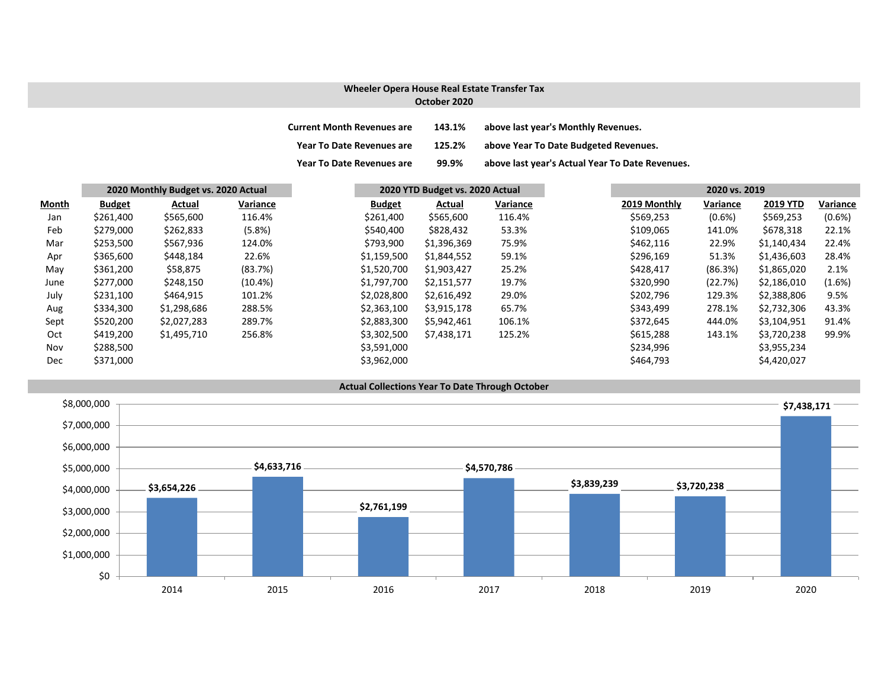## Wheeler Opera House Real Estate Transfer Tax
### October 2020

| | | |
|---|---|---|
| **Current Month Revenues are** | **143.1%** | **above last year's Monthly Revenues.** |
| **Year To Date Revenues are** | **125.2%** | **above Year To Date Budgeted Revenues.** |
| **Year To Date Revenues are** | **99.9%** | **above last year's Actual Year To Date Revenues.** |

| | 2020 Monthly Budget vs. 2020 Actual | | | 2020 YTD Budget vs. 2020 Actual | | | 2020 vs. 2019 | | | |
|---|---|---|---|---|---|---|---|---|---|---|
| **Month** | **Budget** | **Actual** | **Variance** | **Budget** | **Actual** | **Variance** | **2019 Monthly** | **Variance** | **2019 YTD** | **Variance** |
| Jan | $261,400 | $565,600 | 116.4% | $261,400 | $565,600 | 116.4% | $569,253 | (0.6%) | $569,253 | (0.6%) |
| Feb | $279,000 | $262,833 | (5.8%) | $540,400 | $828,432 | 53.3% | $109,065 | 141.0% | $678,318 | 22.1% |
| Mar | $253,500 | $567,936 | 124.0% | $793,900 | $1,396,369 | 75.9% | $462,116 | 22.9% | $1,140,434 | 22.4% |
| Apr | $365,600 | $448,184 | 22.6% | $1,159,500 | $1,844,552 | 59.1% | $296,169 | 51.3% | $1,436,603 | 28.4% |
| May | $361,200 | $58,875 | (83.7%) | $1,520,700 | $1,903,427 | 25.2% | $428,417 | (86.3%) | $1,865,020 | 2.1% |
| June | $277,000 | $248,150 | (10.4%) | $1,797,700 | $2,151,577 | 19.7% | $320,990 | (22.7%) | $2,186,010 | (1.6%) |
| July | $231,100 | $464,915 | 101.2% | $2,028,800 | $2,616,492 | 29.0% | $202,796 | 129.3% | $2,388,806 | 9.5% |
| Aug | $334,300 | $1,298,686 | 288.5% | $2,363,100 | $3,915,178 | 65.7% | $343,499 | 278.1% | $2,732,306 | 43.3% |
| Sept | $520,200 | $2,027,283 | 289.7% | $2,883,300 | $5,942,461 | 106.1% | $372,645 | 444.0% | $3,104,951 | 91.4% |
| Oct | $419,200 | $1,495,710 | 256.8% | $3,302,500 | $7,438,171 | 125.2% | $615,288 | 143.1% | $3,720,238 | 99.9% |
| Nov | $288,500 | | | $3,591,000 | | | $234,996 | | $3,955,234 | |
| Dec | $371,000 | | | $3,962,000 | | | $464,793 | | $4,420,027 | |

### Actual Collections Year To Date Through October

$8,000,000
$7,000,000
$6,000,000
$5,000,000
$4,000,000
$3,000,000
$2,000,000
$1,000,000
$0

2014: $3,654,226
2015: $4,633,716
2016: $2,761,199
2017: $4,570,786
2018: $3,839,239
2019: $3,720,238
2020: $7,438,171